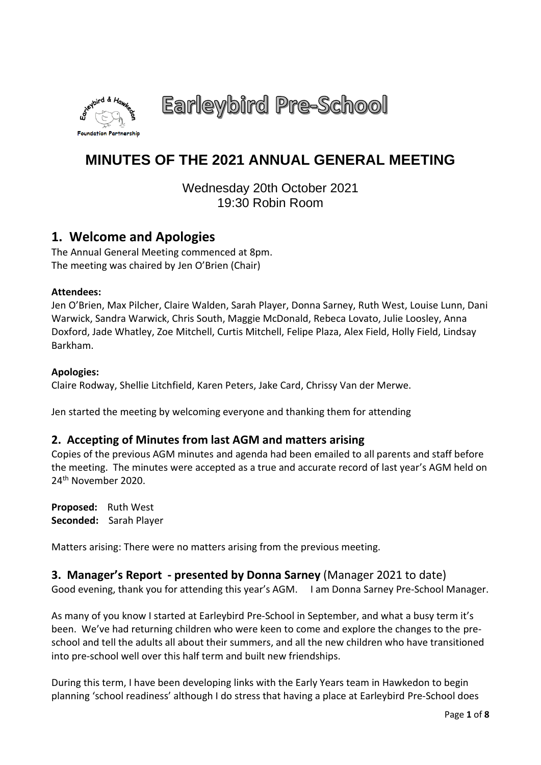# Earleybird Pre-School

## MINUTES OF THE 2021 ANNUAL GENERAL MEETING

Wednesday 20th October 2021
19:30 Robin Room

## 1. Welcome and Apologies

The Annual General Meeting commenced at 8pm.
The meeting was chaired by Jen O'Brien (Chair)

**Attendees:**
Jen O'Brien, Max Pilcher, Claire Walden, Sarah Player, Donna Sarney, Ruth West, Louise Lunn, Dani Warwick, Sandra Warwick, Chris South, Maggie McDonald, Rebeca Lovato, Julie Loosley, Anna Doxford, Jade Whatley, Zoe Mitchell, Curtis Mitchell, Felipe Plaza, Alex Field, Holly Field, Lindsay Barkham.

**Apologies:**
Claire Rodway, Shellie Litchfield, Karen Peters, Jake Card, Chrissy Van der Merwe.

Jen started the meeting by welcoming everyone and thanking them for attending

## 2. Accepting of Minutes from last AGM and matters arising

Copies of the previous AGM minutes and agenda had been emailed to all parents and staff before the meeting. The minutes were accepted as a true and accurate record of last year's AGM held on 24th November 2020.

**Proposed:** Ruth West
**Seconded:** Sarah Player

Matters arising: There were no matters arising from the previous meeting.

## 3. Manager's Report - presented by Donna Sarney (Manager 2021 to date)

Good evening, thank you for attending this year's AGM. I am Donna Sarney Pre-School Manager.

As many of you know I started at Earleybird Pre-School in September, and what a busy term it's been. We've had returning children who were keen to come and explore the changes to the pre-school and tell the adults all about their summers, and all the new children who have transitioned into pre-school well over this half term and built new friendships.

During this term, I have been developing links with the Early Years team in Hawkedon to begin planning 'school readiness' although I do stress that having a place at Earleybird Pre-School does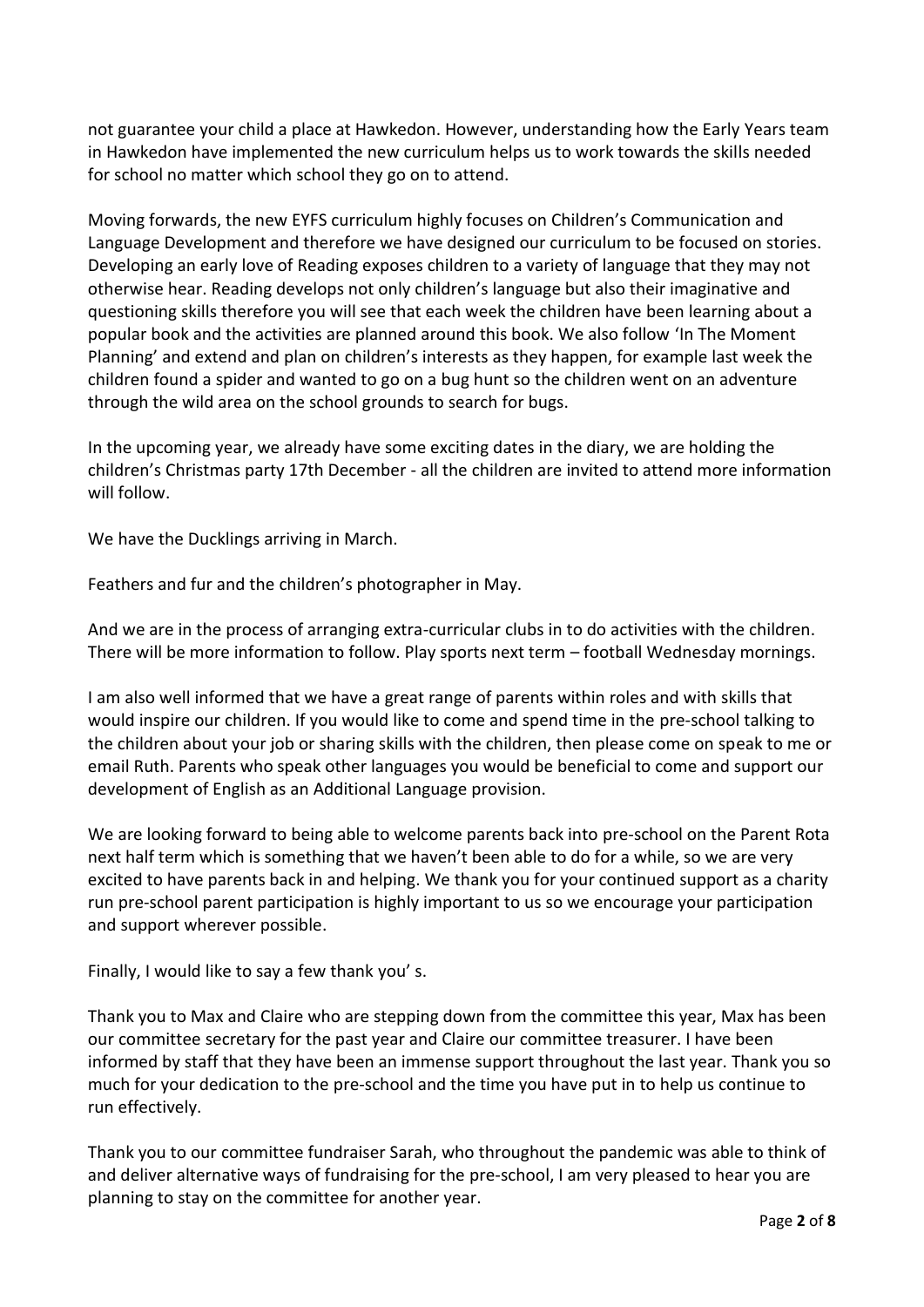not guarantee your child a place at Hawkedon. However, understanding how the Early Years team in Hawkedon have implemented the new curriculum helps us to work towards the skills needed for school no matter which school they go on to attend.

Moving forwards, the new EYFS curriculum highly focuses on Children's Communication and Language Development and therefore we have designed our curriculum to be focused on stories. Developing an early love of Reading exposes children to a variety of language that they may not otherwise hear. Reading develops not only children's language but also their imaginative and questioning skills therefore you will see that each week the children have been learning about a popular book and the activities are planned around this book. We also follow 'In The Moment Planning' and extend and plan on children's interests as they happen, for example last week the children found a spider and wanted to go on a bug hunt so the children went on an adventure through the wild area on the school grounds to search for bugs.

In the upcoming year, we already have some exciting dates in the diary, we are holding the children's Christmas party 17th December - all the children are invited to attend more information will follow.

We have the Ducklings arriving in March.

Feathers and fur and the children's photographer in May.

And we are in the process of arranging extra-curricular clubs in to do activities with the children. There will be more information to follow. Play sports next term – football Wednesday mornings.

I am also well informed that we have a great range of parents within roles and with skills that would inspire our children. If you would like to come and spend time in the pre-school talking to the children about your job or sharing skills with the children, then please come on speak to me or email Ruth. Parents who speak other languages you would be beneficial to come and support our development of English as an Additional Language provision.

We are looking forward to being able to welcome parents back into pre-school on the Parent Rota next half term which is something that we haven't been able to do for a while, so we are very excited to have parents back in and helping. We thank you for your continued support as a charity run pre-school parent participation is highly important to us so we encourage your participation and support wherever possible.

Finally, I would like to say a few thank you' s.

Thank you to Max and Claire who are stepping down from the committee this year, Max has been our committee secretary for the past year and Claire our committee treasurer. I have been informed by staff that they have been an immense support throughout the last year. Thank you so much for your dedication to the pre-school and the time you have put in to help us continue to run effectively.

Thank you to our committee fundraiser Sarah, who throughout the pandemic was able to think of and deliver alternative ways of fundraising for the pre-school, I am very pleased to hear you are planning to stay on the committee for another year.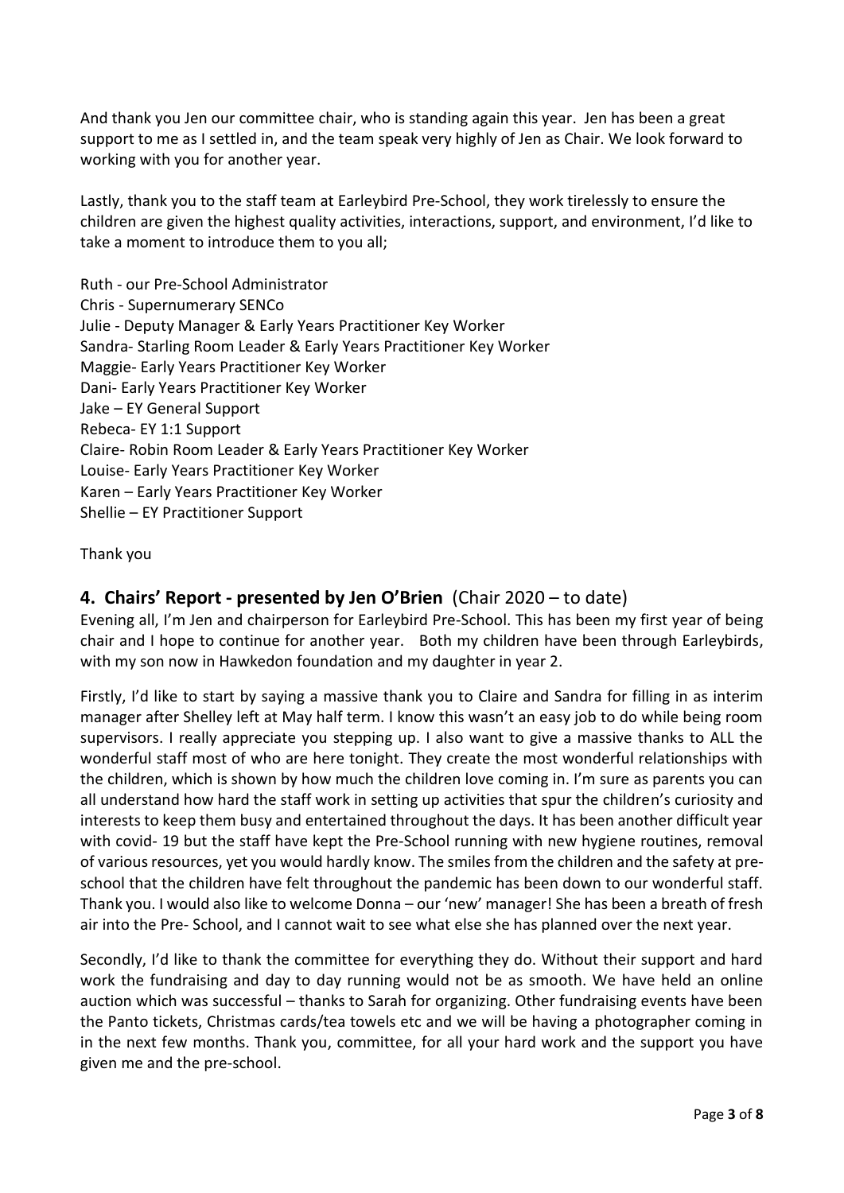And thank you Jen our committee chair, who is standing again this year. Jen has been a great support to me as I settled in, and the team speak very highly of Jen as Chair. We look forward to working with you for another year.

Lastly, thank you to the staff team at Earleybird Pre-School, they work tirelessly to ensure the children are given the highest quality activities, interactions, support, and environment, I'd like to take a moment to introduce them to you all;

Ruth - our Pre-School Administrator
Chris - Supernumerary SENCo
Julie - Deputy Manager & Early Years Practitioner Key Worker
Sandra- Starling Room Leader & Early Years Practitioner Key Worker
Maggie- Early Years Practitioner Key Worker
Dani- Early Years Practitioner Key Worker
Jake – EY General Support
Rebeca- EY 1:1 Support
Claire- Robin Room Leader & Early Years Practitioner Key Worker
Louise- Early Years Practitioner Key Worker
Karen – Early Years Practitioner Key Worker
Shellie – EY Practitioner Support

Thank you

## 4. Chairs' Report - presented by Jen O'Brien (Chair 2020 – to date)

Evening all, I'm Jen and chairperson for Earleybird Pre-School. This has been my first year of being chair and I hope to continue for another year. Both my children have been through Earleybirds, with my son now in Hawkedon foundation and my daughter in year 2.

Firstly, I'd like to start by saying a massive thank you to Claire and Sandra for filling in as interim manager after Shelley left at May half term. I know this wasn't an easy job to do while being room supervisors. I really appreciate you stepping up. I also want to give a massive thanks to ALL the wonderful staff most of who are here tonight. They create the most wonderful relationships with the children, which is shown by how much the children love coming in. I'm sure as parents you can all understand how hard the staff work in setting up activities that spur the children's curiosity and interests to keep them busy and entertained throughout the days. It has been another difficult year with covid- 19 but the staff have kept the Pre-School running with new hygiene routines, removal of various resources, yet you would hardly know. The smiles from the children and the safety at pre-school that the children have felt throughout the pandemic has been down to our wonderful staff. Thank you. I would also like to welcome Donna – our 'new' manager! She has been a breath of fresh air into the Pre- School, and I cannot wait to see what else she has planned over the next year.

Secondly, I'd like to thank the committee for everything they do. Without their support and hard work the fundraising and day to day running would not be as smooth. We have held an online auction which was successful – thanks to Sarah for organizing. Other fundraising events have been the Panto tickets, Christmas cards/tea towels etc and we will be having a photographer coming in in the next few months. Thank you, committee, for all your hard work and the support you have given me and the pre-school.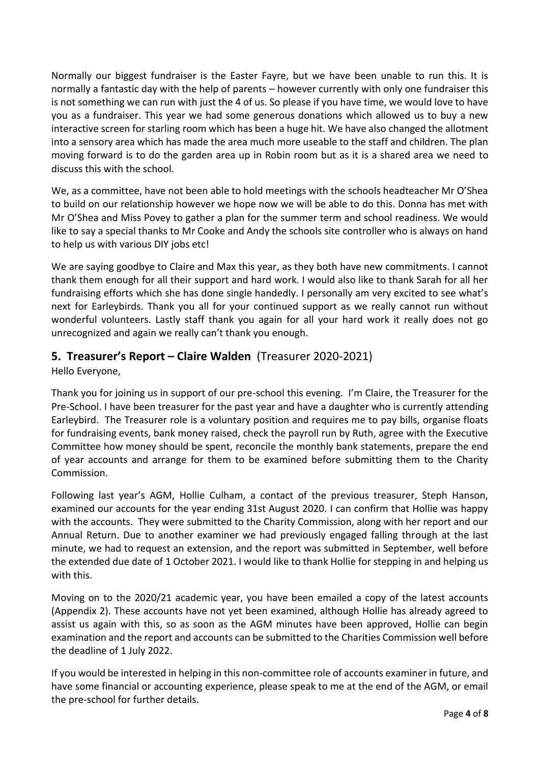Normally our biggest fundraiser is the Easter Fayre, but we have been unable to run this. It is normally a fantastic day with the help of parents – however currently with only one fundraiser this is not something we can run with just the 4 of us. So please if you have time, we would love to have you as a fundraiser. This year we had some generous donations which allowed us to buy a new interactive screen for starling room which has been a huge hit. We have also changed the allotment into a sensory area which has made the area much more useable to the staff and children. The plan moving forward is to do the garden area up in Robin room but as it is a shared area we need to discuss this with the school.

We, as a committee, have not been able to hold meetings with the schools headteacher Mr O'Shea to build on our relationship however we hope now we will be able to do this. Donna has met with Mr O'Shea and Miss Povey to gather a plan for the summer term and school readiness. We would like to say a special thanks to Mr Cooke and Andy the schools site controller who is always on hand to help us with various DIY jobs etc!

We are saying goodbye to Claire and Max this year, as they both have new commitments. I cannot thank them enough for all their support and hard work. I would also like to thank Sarah for all her fundraising efforts which she has done single handedly. I personally am very excited to see what's next for Earleybirds. Thank you all for your continued support as we really cannot run without wonderful volunteers. Lastly staff thank you again for all your hard work it really does not go unrecognized and again we really can't thank you enough.

## 5. Treasurer's Report – Claire Walden (Treasurer 2020-2021)

Hello Everyone,

Thank you for joining us in support of our pre-school this evening. I'm Claire, the Treasurer for the Pre-School. I have been treasurer for the past year and have a daughter who is currently attending Earleybird. The Treasurer role is a voluntary position and requires me to pay bills, organise floats for fundraising events, bank money raised, check the payroll run by Ruth, agree with the Executive Committee how money should be spent, reconcile the monthly bank statements, prepare the end of year accounts and arrange for them to be examined before submitting them to the Charity Commission.

Following last year's AGM, Hollie Culham, a contact of the previous treasurer, Steph Hanson, examined our accounts for the year ending 31st August 2020. I can confirm that Hollie was happy with the accounts. They were submitted to the Charity Commission, along with her report and our Annual Return. Due to another examiner we had previously engaged falling through at the last minute, we had to request an extension, and the report was submitted in September, well before the extended due date of 1 October 2021. I would like to thank Hollie for stepping in and helping us with this.

Moving on to the 2020/21 academic year, you have been emailed a copy of the latest accounts (Appendix 2). These accounts have not yet been examined, although Hollie has already agreed to assist us again with this, so as soon as the AGM minutes have been approved, Hollie can begin examination and the report and accounts can be submitted to the Charities Commission well before the deadline of 1 July 2022.

If you would be interested in helping in this non-committee role of accounts examiner in future, and have some financial or accounting experience, please speak to me at the end of the AGM, or email the pre-school for further details.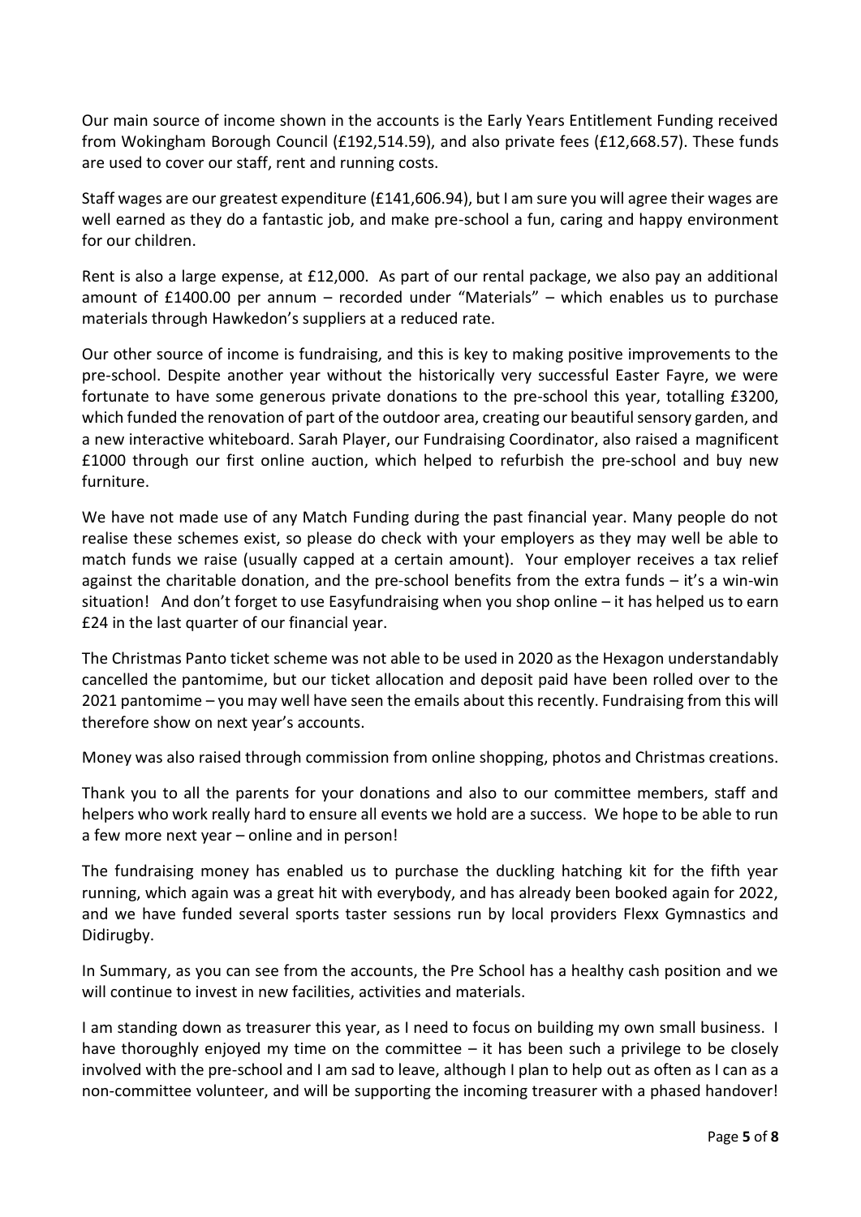Our main source of income shown in the accounts is the Early Years Entitlement Funding received from Wokingham Borough Council (£192,514.59), and also private fees (£12,668.57). These funds are used to cover our staff, rent and running costs.

Staff wages are our greatest expenditure (£141,606.94), but I am sure you will agree their wages are well earned as they do a fantastic job, and make pre-school a fun, caring and happy environment for our children.

Rent is also a large expense, at £12,000. As part of our rental package, we also pay an additional amount of £1400.00 per annum – recorded under "Materials" – which enables us to purchase materials through Hawkedon's suppliers at a reduced rate.

Our other source of income is fundraising, and this is key to making positive improvements to the pre-school. Despite another year without the historically very successful Easter Fayre, we were fortunate to have some generous private donations to the pre-school this year, totalling £3200, which funded the renovation of part of the outdoor area, creating our beautiful sensory garden, and a new interactive whiteboard. Sarah Player, our Fundraising Coordinator, also raised a magnificent £1000 through our first online auction, which helped to refurbish the pre-school and buy new furniture.

We have not made use of any Match Funding during the past financial year. Many people do not realise these schemes exist, so please do check with your employers as they may well be able to match funds we raise (usually capped at a certain amount). Your employer receives a tax relief against the charitable donation, and the pre-school benefits from the extra funds – it's a win-win situation! And don't forget to use Easyfundraising when you shop online – it has helped us to earn £24 in the last quarter of our financial year.

The Christmas Panto ticket scheme was not able to be used in 2020 as the Hexagon understandably cancelled the pantomime, but our ticket allocation and deposit paid have been rolled over to the 2021 pantomime – you may well have seen the emails about this recently. Fundraising from this will therefore show on next year's accounts.

Money was also raised through commission from online shopping, photos and Christmas creations.

Thank you to all the parents for your donations and also to our committee members, staff and helpers who work really hard to ensure all events we hold are a success. We hope to be able to run a few more next year – online and in person!

The fundraising money has enabled us to purchase the duckling hatching kit for the fifth year running, which again was a great hit with everybody, and has already been booked again for 2022, and we have funded several sports taster sessions run by local providers Flexx Gymnastics and Didirugby.

In Summary, as you can see from the accounts, the Pre School has a healthy cash position and we will continue to invest in new facilities, activities and materials.

I am standing down as treasurer this year, as I need to focus on building my own small business. I have thoroughly enjoyed my time on the committee – it has been such a privilege to be closely involved with the pre-school and I am sad to leave, although I plan to help out as often as I can as a non-committee volunteer, and will be supporting the incoming treasurer with a phased handover!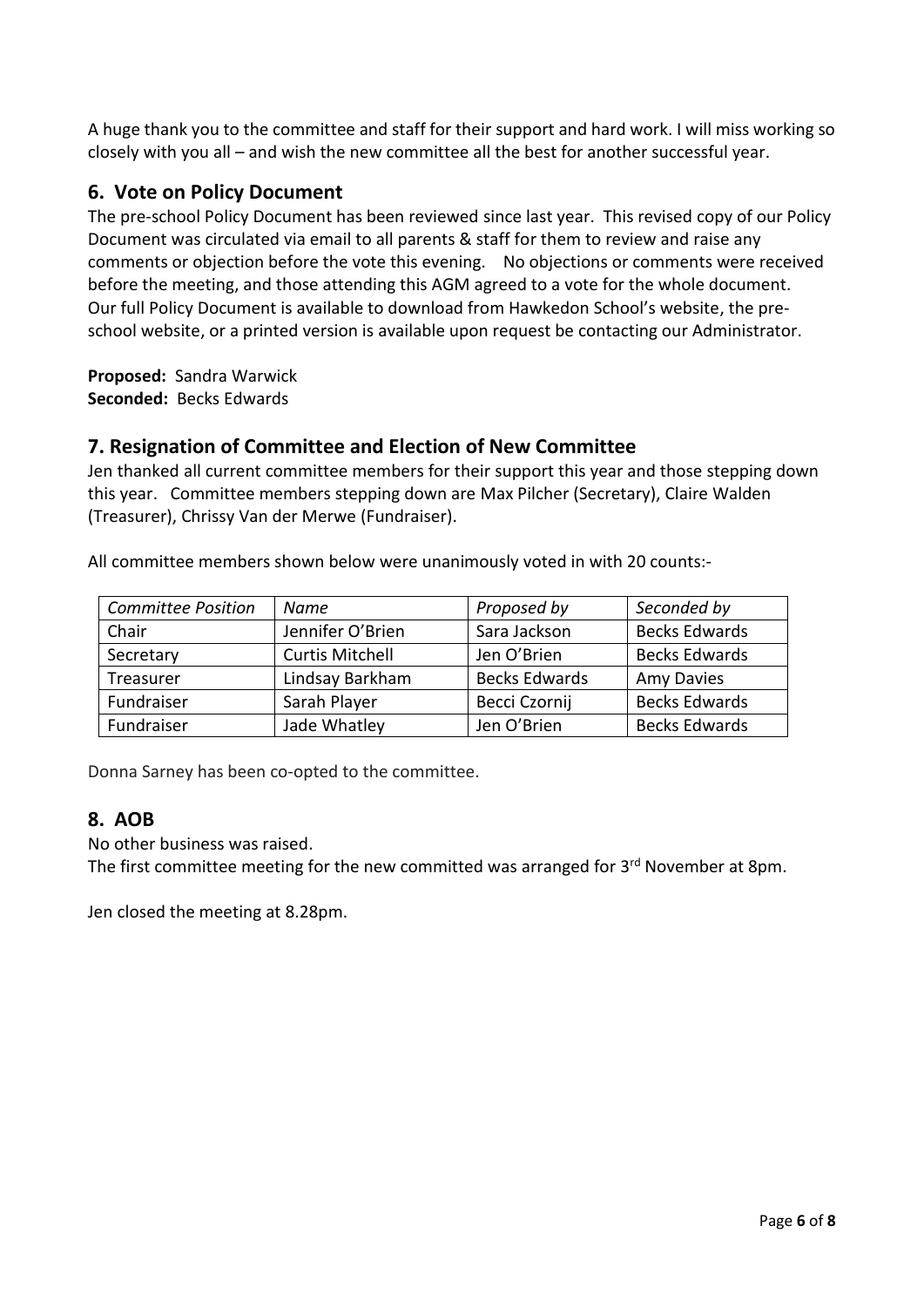A huge thank you to the committee and staff for their support and hard work. I will miss working so closely with you all – and wish the new committee all the best for another successful year.

## 6. Vote on Policy Document

The pre-school Policy Document has been reviewed since last year. This revised copy of our Policy Document was circulated via email to all parents & staff for them to review and raise any comments or objection before the vote this evening. No objections or comments were received before the meeting, and those attending this AGM agreed to a vote for the whole document. Our full Policy Document is available to download from Hawkedon School's website, the pre-school website, or a printed version is available upon request be contacting our Administrator.

**Proposed:** Sandra Warwick
**Seconded:** Becks Edwards

## 7. Resignation of Committee and Election of New Committee

Jen thanked all current committee members for their support this year and those stepping down this year. Committee members stepping down are Max Pilcher (Secretary), Claire Walden (Treasurer), Chrissy Van der Merwe (Fundraiser).

All committee members shown below were unanimously voted in with 20 counts:-

| *Committee Position* | *Name* | *Proposed by* | *Seconded by* |
|---|---|---|---|
| Chair | Jennifer O'Brien | Sara Jackson | Becks Edwards |
| Secretary | Curtis Mitchell | Jen O'Brien | Becks Edwards |
| Treasurer | Lindsay Barkham | Becks Edwards | Amy Davies |
| Fundraiser | Sarah Player | Becci Czornij | Becks Edwards |
| Fundraiser | Jade Whatley | Jen O'Brien | Becks Edwards |

Donna Sarney has been co-opted to the committee.

## 8. AOB

No other business was raised.
The first committee meeting for the new committed was arranged for 3rd November at 8pm.

Jen closed the meeting at 8.28pm.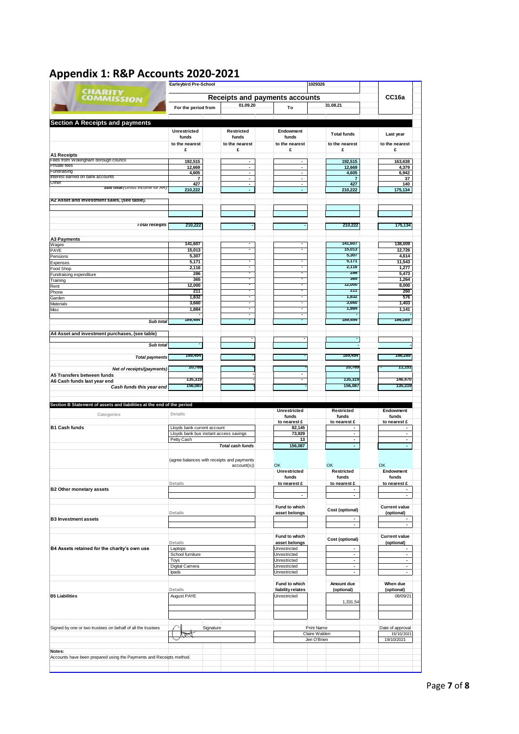# Appendix 1: R&P Accounts 2020-2021

CHARITY COMMISSION

Earleybird Pre-School | 1029326

## Receipts and payments accounts

CC16a

For the period from 01.09.20 To 31.08.21

### Section A Receipts and payments

| | Unrestricted funds | Restricted funds | Endowment funds | Total funds | Last year |
|---|---|---|---|---|---|
| | to the nearest £ | to the nearest £ | to the nearest £ | to the nearest £ | to the nearest £ |
| **A1 Receipts** | | | | | |
| Fees from Wokingham borough council | 192,515 | - | - | 192,515 | 163,638 |
| Private fees | 12,669 | - | - | 12,669 | 4,379 |
| Fundraising | 4,605 | - | - | 4,605 | 6,942 |
| Interest earned on bank accounts | 7 | - | - | 7 | 37 |
| Other | 427 | - | - | 427 | 140 |
| *Sub total (Gross income for AR)* | 210,222 | - | - | 210,222 | 175,134 |
| **A2 Asset and investment sales, (see table).** | | | | | |
| | | | | | |
| | | | | | |
| *Total receipts* | 210,222 | - | - | 210,222 | 175,134 |
| **A3 Payments** | | | | | |
| Wages | 141,607 | - | - | 141,607 | 138,009 |
| PAYE | 15,013 | - | - | 15,013 | 12,726 |
| Pensions | 5,307 | | | 5,307 | 4,614 |
| Expenses | 5,171 | - | - | 5,171 | 11,543 |
| Food Shop | 2,116 | - | - | 2,116 | 1,277 |
| Fundraising expenditure | 286 | - | - | 286 | 5,473 |
| Training | 365 | - | - | 365 | 1,264 |
| Rent | 12,000 | - | - | 12,000 | 8,000 |
| Phone | 211 | - | - | 211 | 260 |
| Garden | 1,832 | - | - | 1,832 | 576 |
| Materials | 3,660 | - | - | 3,660 | 1,403 |
| Misc | 1,884 | - | - | 1,884 | 1,141 |
| | - | - | - | - | |
| *Sub total* | 189,454 | - | - | 189,454 | 186,285 |
| **A4 Asset and investment purchases, (see table)** | | | | | |
| | | - | - | - | |
| *Sub total* | - | | | - | - |
| *Total payments* | 189,454 | - | - | 189,454 | 186,285 |
| *Net of receipts/(payments)* | 20,769 | - | - | 20,769 | - 11,151 |
| **A5 Transfers between funds** | | - | - | | |
| **A6 Cash funds last year end** | 135,319 | - | - | 135,319 | 146,470 |
| *Cash funds this year end* | 156,087 | - | - | 156,087 | 135,319 |

### Section B Statement of assets and liabilities at the end of the period

| Categories | Details | Unrestricted funds | Restricted funds | Endowment funds |
|---|---|---|---|---|
| | | to nearest £ | to nearest £ | to nearest £ |
| **B1 Cash funds** | Lloyds bank current account | 82,145 | - | - |
| | Lloyds bank bus instant access savings | 73,929 | - | - |
| | Petty Cash | 13 | - | - |
| | *Total cash funds* | 156,087 | - | - |
| | (agree balances with receipts and payments account(s)) | OK | OK | OK |

| | Details | Unrestricted funds | Restricted funds | Endowment funds |
|---|---|---|---|---|
| | | to nearest £ | to nearest £ | to nearest £ |
| **B2 Other monetary assets** | | | - | - |
| | | - | - | - |

| | Details | Fund to which asset belongs | Cost (optional) | Current value (optional) |
|---|---|---|---|---|
| **B3 Investment assets** | | | - | - |
| | | | - | - |

| | Details | Fund to which asset belongs | Cost (optional) | Current value (optional) |
|---|---|---|---|---|
| **B4 Assets retained for the charity's own use** | Laptops | Unrestricted | - | - |
| | School furniture | Unrestricted | - | - |
| | Toys | Unrestricted | - | - |
| | Digital Camera | Unrestricted | - | - |
| | Ipads | Unrestricted | - | - |

| | Details | Fund to which liability relates | Amount due (optional) | When due (optional) |
|---|---|---|---|---|
| **B5 Liabilities** | August PAYE | Unrestricted | 1,331.54 | 08/09/21 |

| Signed by one or two trustees on behalf of all the trustees | Signature | Print Name | Date of approval |
|---|---|---|---|
| | [signature] | Claire Walden | 19/10/2021 |
| | | Jen O'Brien | 19/10/2021 |

**Notes:**

Accounts have been prepared using the Payments and Receipts method.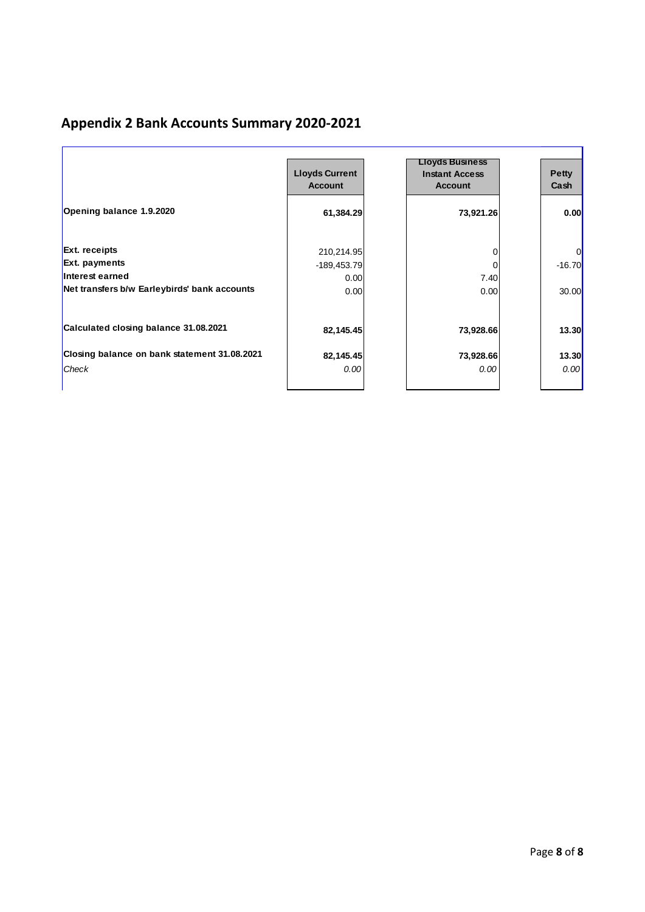## Appendix 2 Bank Accounts Summary 2020-2021

| | Lloyds Current Account | Lloyds Business Instant Access Account | Petty Cash |
|---|---|---|---|
| **Opening balance 1.9.2020** | **61,384.29** | **73,921.26** | **0.00** |
| **Ext. receipts** | 210,214.95 | 0 | 0 |
| **Ext. payments** | -189,453.79 | 0 | -16.70 |
| **Interest earned** | 0.00 | 7.40 | |
| **Net transfers b/w Earleybirds' bank accounts** | 0.00 | 0.00 | 30.00 |
| **Calculated closing balance 31.08.2021** | **82,145.45** | **73,928.66** | **13.30** |
| **Closing balance on bank statement 31.08.2021** | **82,145.45** | **73,928.66** | **13.30** |
| *Check* | *0.00* | *0.00* | *0.00* |